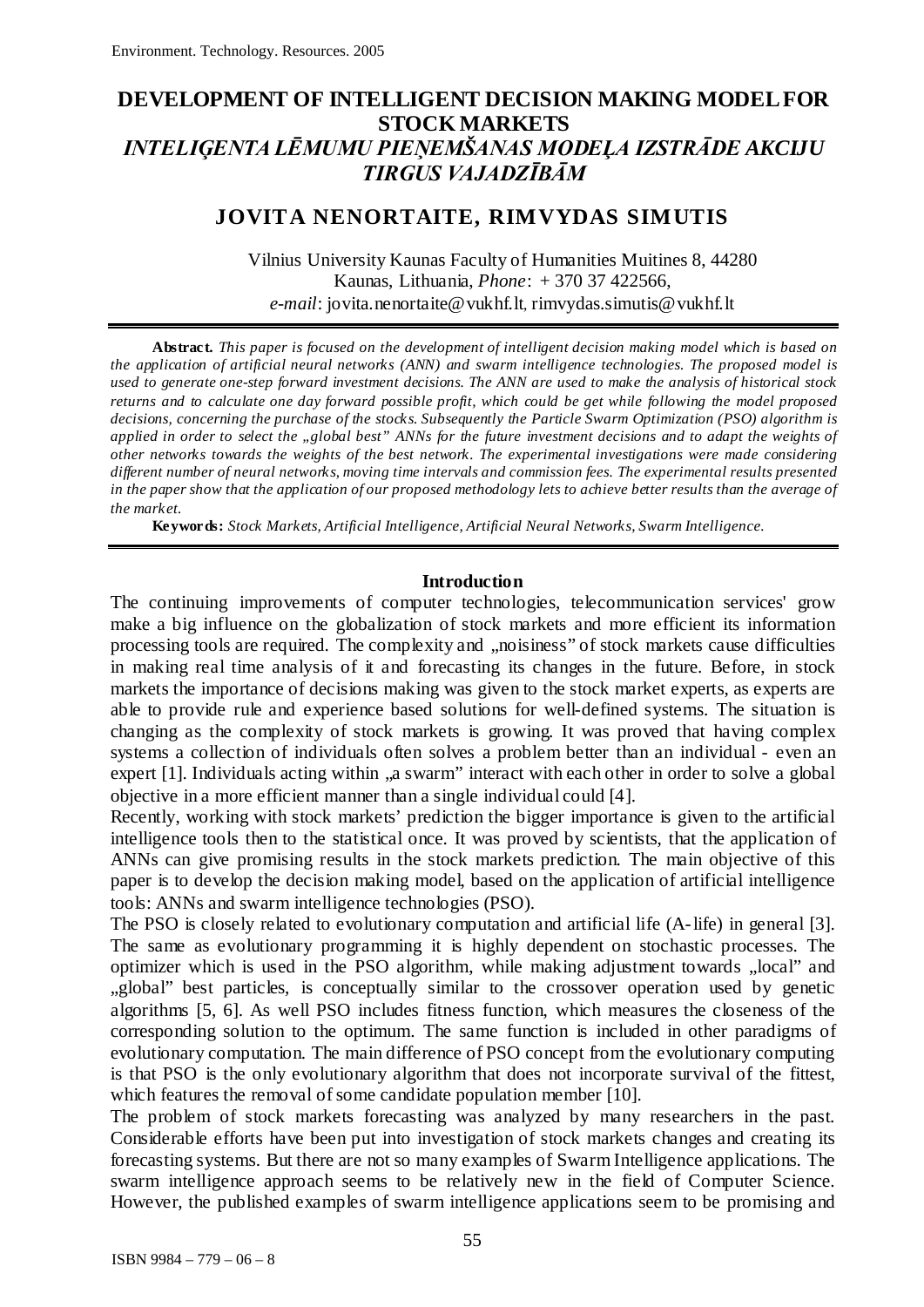# DEVELOPMENT OF INTELLIGENT DECISION MAKING MODEL FOR STOCK MARKETS

## *INTELIĢENTA LĒMUMU PIEŅEMŠANAS MODEĻA IZSTRĀDE AKCIJU TIRGUS VAJADZĪBĀM*

### JOVITA NENORTAITE, RIMVYDAS SIMUTIS

Vilnius University Kaunas Faculty of Humanities Muitines 8, 44280 Kaunas, Lithuania, *Phone*: + 370 37 422566, *e-mail*: jovita.nenortaite@vukhf.lt, rimvydas.simutis@vukhf.lt

**Abstract.** *This paper is focused on the development of intelligent decision making model which is based on the application of artificial neural networks (ANN) and swarm intelligence technologies. The proposed model is used to generate one-step forward investment decisions. The ANN are used to make the analysis of historical stock returns and to calculate one day forward possible profit, which could be get while following the model proposed decisions, concerning the purchase of the stocks. Subsequently the Particle Swarm Optimization (PSO) algorithm is applied in order to select the „global best" ANNs for the future investment decisions and to adapt the weights of other networks towards the weights of the best network. The experimental investigations were made considering different number of neural networks, moving time intervals and commission fees. The experimental results presented in the paper show that the application of our proposed methodology lets to achieve better results than the average of the market.*

**Keywords:** *Stock Markets, Artificial Intelligence, Artificial Neural Networks, Swarm Intelligence.*

## Introduction

The continuing improvements of computer technologies, telecommunication services' grow make a big influence on the globalization of stock markets and more efficient its information processing tools are required. The complexity and „noisiness" of stock markets cause difficulties in making real time analysis of it and forecasting its changes in the future. Before, in stock markets the importance of decisions making was given to the stock market experts, as experts are able to provide rule and experience based solutions for well-defined systems. The situation is changing as the complexity of stock markets is growing. It was proved that having complex systems a collection of individuals often solves a problem better than an individual - even an expert [1]. Individuals acting within „a swarm" interact with each other in order to solve a global objective in a more efficient manner than a single individual could [4].

Recently, working with stock markets' prediction the bigger importance is given to the artificial intelligence tools then to the statistical once. It was proved by scientists, that the application of ANNs can give promising results in the stock markets prediction. The main objective of this paper is to develop the decision making model, based on the application of artificial intelligence tools: ANNs and swarm intelligence technologies (PSO).

The PSO is closely related to evolutionary computation and artificial life (A-life) in general [3]. The same as evolutionary programming it is highly dependent on stochastic processes. The optimizer which is used in the PSO algorithm, while making adjustment towards „local" and „global" best particles, is conceptually similar to the crossover operation used by genetic algorithms [5, 6]. As well PSO includes fitness function, which measures the closeness of the corresponding solution to the optimum. The same function is included in other paradigms of evolutionary computation. The main difference of PSO concept from the evolutionary computing is that PSO is the only evolutionary algorithm that does not incorporate survival of the fittest, which features the removal of some candidate population member [10].

The problem of stock markets forecasting was analyzed by many researchers in the past. Considerable efforts have been put into investigation of stock markets changes and creating its forecasting systems. But there are not so many examples of Swarm Intelligence applications. The swarm intelligence approach seems to be relatively new in the field of Computer Science. However, the published examples of swarm intelligence applications seem to be promising and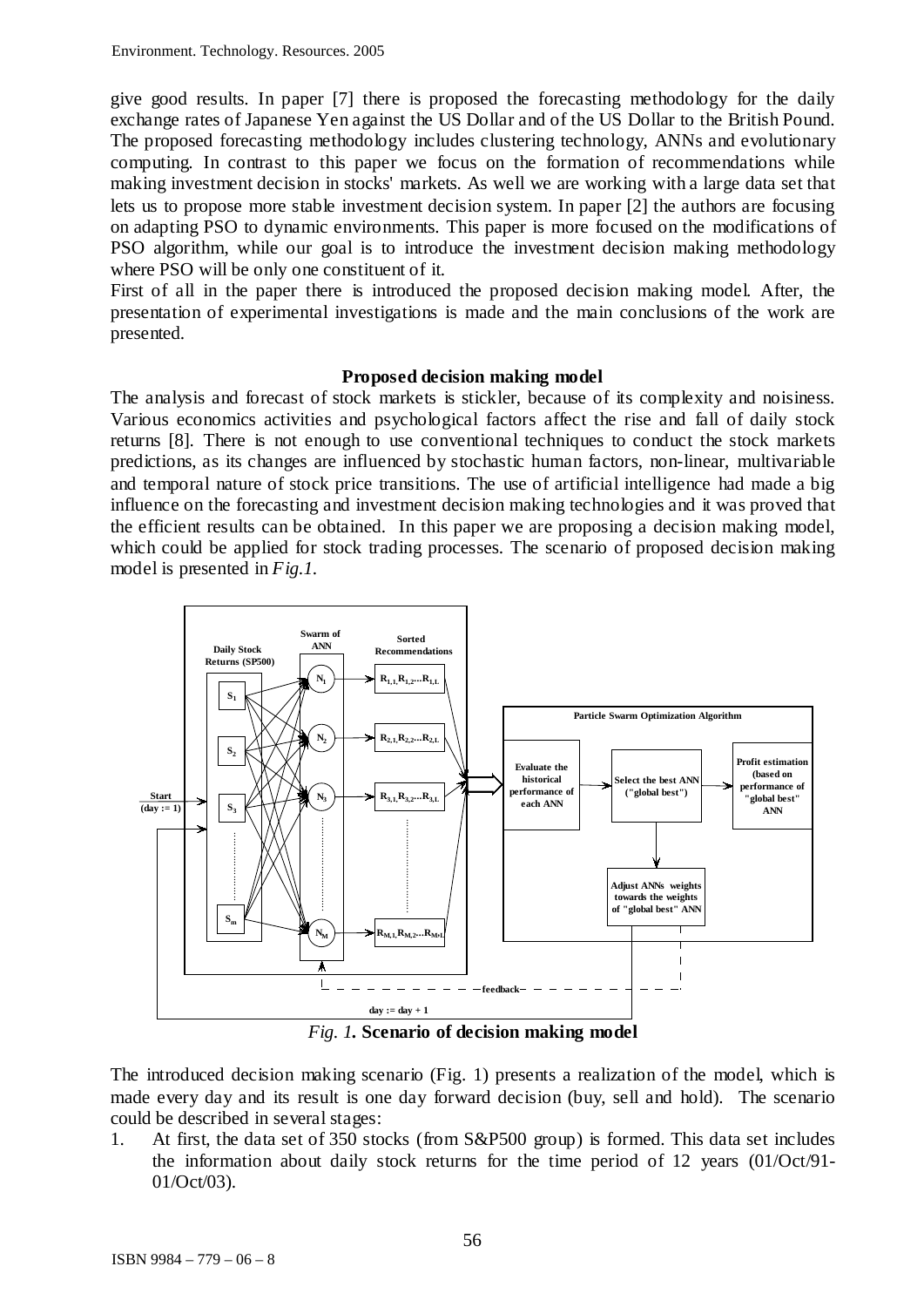give good results. In paper [7] there is proposed the forecasting methodology for the daily exchange rates of Japanese Yen against the US Dollar and of the US Dollar to the British Pound. The proposed forecasting methodology includes clustering technology, ANNs and evolutionary computing. In contrast to this paper we focus on the formation of recommendations while making investment decision in stocks' markets. As well we are working with a large data set that lets us to propose more stable investment decision system. In paper [2] the authors are focusing on adapting PSO to dynamic environments. This paper is more focused on the modifications of PSO algorithm, while our goal is to introduce the investment decision making methodology where PSO will be only one constituent of it.

First of all in the paper there is introduced the proposed decision making model. After, the presentation of experimental investigations is made and the main conclusions of the work are presented.

### Proposed decision making model

The analysis and forecast of stock markets is stickler, because of its complexity and noisiness. Various economics activities and psychological factors affect the rise and fall of daily stock returns [8]. There is not enough to use conventional techniques to conduct the stock markets predictions, as its changes are influenced by stochastic human factors, non-linear, multivariable and temporal nature of stock price transitions. The use of artificial intelligence had made a big influence on the forecasting and investment decision making technologies and it was proved that the efficient results can be obtained. In this paper we are proposing a decision making model, which could be applied for stock trading processes. The scenario of proposed decision making model is presented in *Fig.1*.

*Fig. 1.* **Scenario of decision making model**

The introduced decision making scenario (Fig. 1) presents a realization of the model, which is made every day and its result is one day forward decision (buy, sell and hold). The scenario could be described in several stages:

1. At first, the data set of 350 stocks (from S&P500 group) is formed. This data set includes the information about daily stock returns for the time period of 12 years (01/Oct/91-01/Oct/03).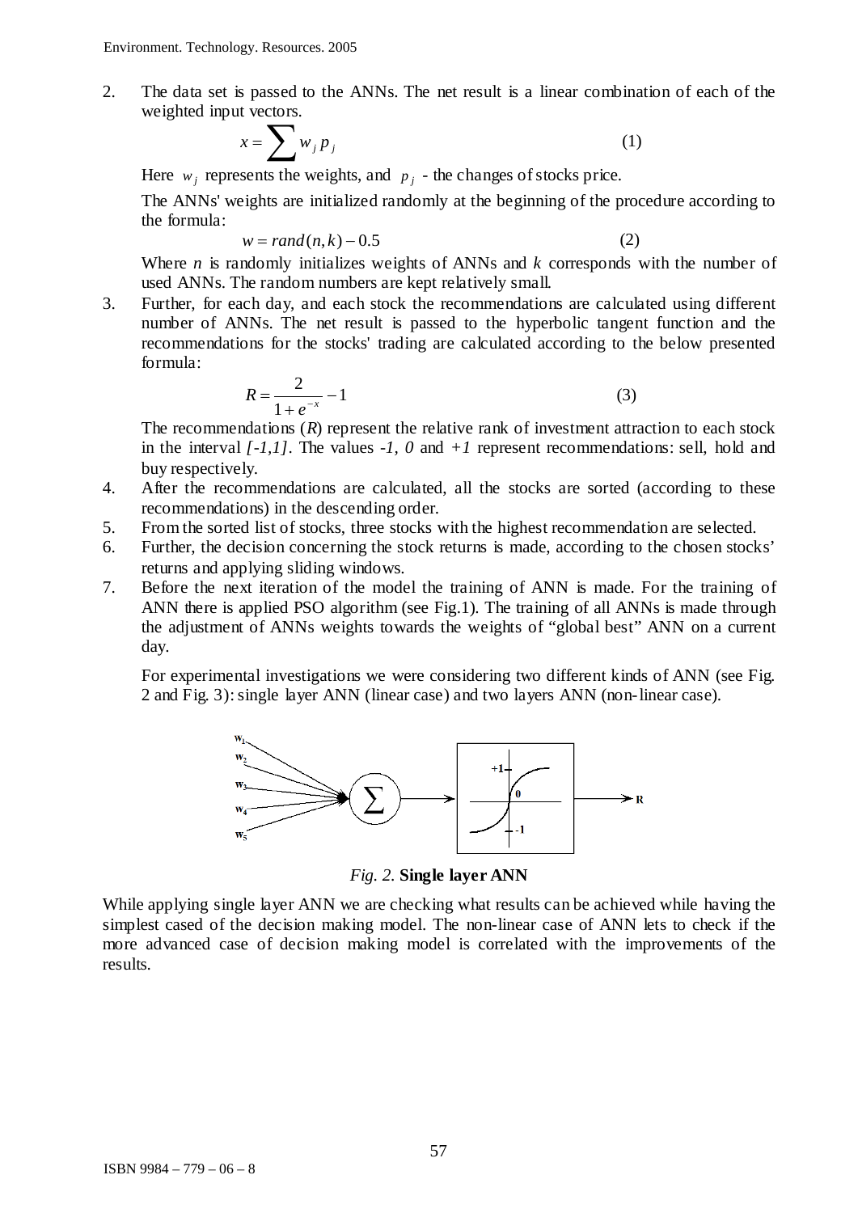2. The data set is passed to the ANNs. The net result is a linear combination of each of the weighted input vectors.

$$x = \sum w_j p_j \tag{1}$$

Here $w_j$ represents the weights, and $p_j$ - the changes of stocks price.

The ANNs' weights are initialized randomly at the beginning of the procedure according to the formula:

$$w = rand(n,k) - 0.5 \tag{2}$$

Where *n* is randomly initializes weights of ANNs and *k* corresponds with the number of used ANNs. The random numbers are kept relatively small.

3. Further, for each day, and each stock the recommendations are calculated using different number of ANNs. The net result is passed to the hyperbolic tangent function and the recommendations for the stocks' trading are calculated according to the below presented formula:

$$R = \frac{2}{1+e^{-x}} - 1 \tag{3}$$

The recommendations (*R*) represent the relative rank of investment attraction to each stock in the interval *[-1,1]*. The values *-1, 0* and *+1* represent recommendations: sell, hold and buy respectively.

4. After the recommendations are calculated, all the stocks are sorted (according to these recommendations) in the descending order.
5. From the sorted list of stocks, three stocks with the highest recommendation are selected.
6. Further, the decision concerning the stock returns is made, according to the chosen stocks' returns and applying sliding windows.
7. Before the next iteration of the model the training of ANN is made. For the training of ANN there is applied PSO algorithm (see Fig.1). The training of all ANNs is made through the adjustment of ANNs weights towards the weights of "global best" ANN on a current day.

For experimental investigations we were considering two different kinds of ANN (see Fig. 2 and Fig. 3): single layer ANN (linear case) and two layers ANN (non-linear case).

*Fig. 2.* **Single layer ANN**

While applying single layer ANN we are checking what results can be achieved while having the simplest cased of the decision making model. The non-linear case of ANN lets to check if the more advanced case of decision making model is correlated with the improvements of the results.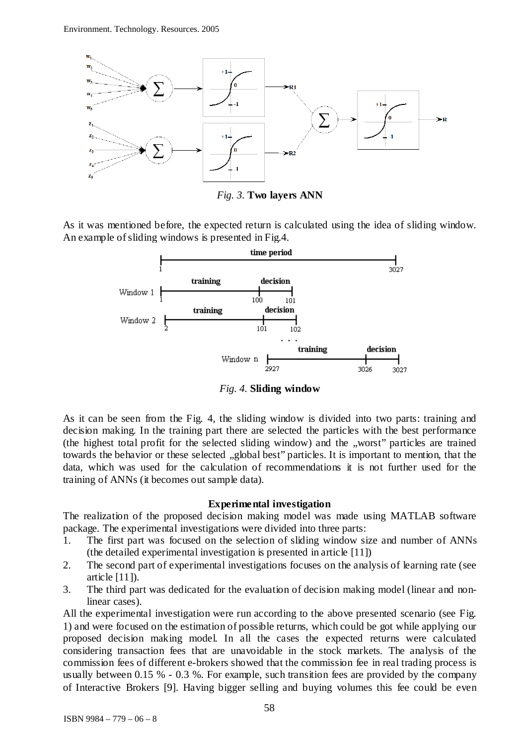*Fig. 3.* **Two layers ANN**

As it was mentioned before, the expected return is calculated using the idea of sliding window. An example of sliding windows is presented in Fig.4.

*Fig. 4.* **Sliding window**

As it can be seen from the Fig. 4, the sliding window is divided into two parts: training and decision making. In the training part there are selected the particles with the best performance (the highest total profit for the selected sliding window) and the „worst" particles are trained towards the behavior or these selected „global best" particles. It is important to mention, that the data, which was used for the calculation of recommendations it is not further used for the training of ANNs (it becomes out sample data).

### Experimental investigation

The realization of the proposed decision making model was made using MATLAB software package. The experimental investigations were divided into three parts:

1. The first part was focused on the selection of sliding window size and number of ANNs (the detailed experimental investigation is presented in article [11])
2. The second part of experimental investigations focuses on the analysis of learning rate (see article [11]).
3. The third part was dedicated for the evaluation of decision making model (linear and non-linear cases).

All the experimental investigation were run according to the above presented scenario (see Fig. 1) and were focused on the estimation of possible returns, which could be got while applying our proposed decision making model. In all the cases the expected returns were calculated considering transaction fees that are unavoidable in the stock markets. The analysis of the commission fees of different e-brokers showed that the commission fee in real trading process is usually between 0.15 % - 0.3 %. For example, such transition fees are provided by the company of Interactive Brokers [9]. Having bigger selling and buying volumes this fee could be even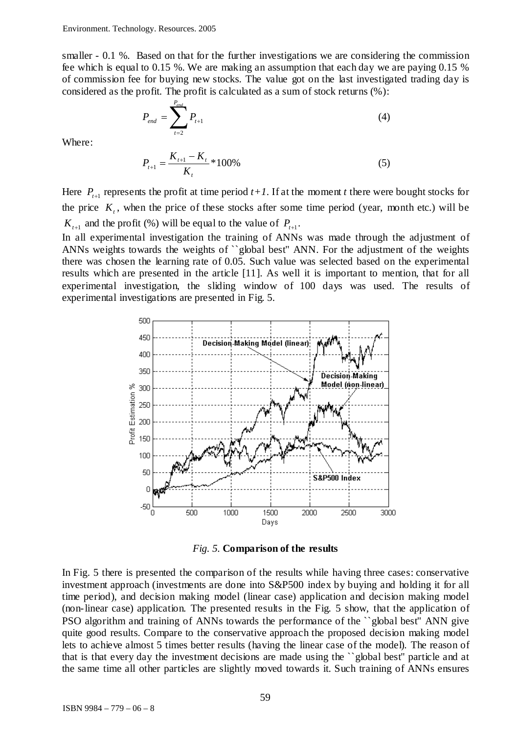smaller - 0.1 %. Based on that for the further investigations we are considering the commission fee which is equal to 0.15 %. We are making an assumption that each day we are paying 0.15 % of commission fee for buying new stocks. The value got on the last investigated trading day is considered as the profit. The profit is calculated as a sum of stock returns (%):

$$P_{end} = \sum_{t=2}^{P_{end}} P_{t+1} \tag{4}$$

Where:

$$P_{t+1} = \frac{K_{t+1} - K_t}{K_t} * 100\% \tag{5}$$

Here $P_{t+1}$ represents the profit at time period $t+1$. If at the moment $t$ there were bought stocks for the price $K_t$, when the price of these stocks after some time period (year, month etc.) will be $K_{t+1}$ and the profit (%) will be equal to the value of $P_{t+1}$.

In all experimental investigation the training of ANNs was made through the adjustment of ANNs weights towards the weights of ``global best'' ANN. For the adjustment of the weights there was chosen the learning rate of 0.05. Such value was selected based on the experimental results which are presented in the article [11]. As well it is important to mention, that for all experimental investigation, the sliding window of 100 days was used. The results of experimental investigations are presented in Fig. 5.

*Fig. 5.* **Comparison of the results**

In Fig. 5 there is presented the comparison of the results while having three cases: conservative investment approach (investments are done into S&P500 index by buying and holding it for all time period), and decision making model (linear case) application and decision making model (non-linear case) application. The presented results in the Fig. 5 show, that the application of PSO algorithm and training of ANNs towards the performance of the ``global best'' ANN give quite good results. Compare to the conservative approach the proposed decision making model lets to achieve almost 5 times better results (having the linear case of the model). The reason of that is that every day the investment decisions are made using the ``global best'' particle and at the same time all other particles are slightly moved towards it. Such training of ANNs ensures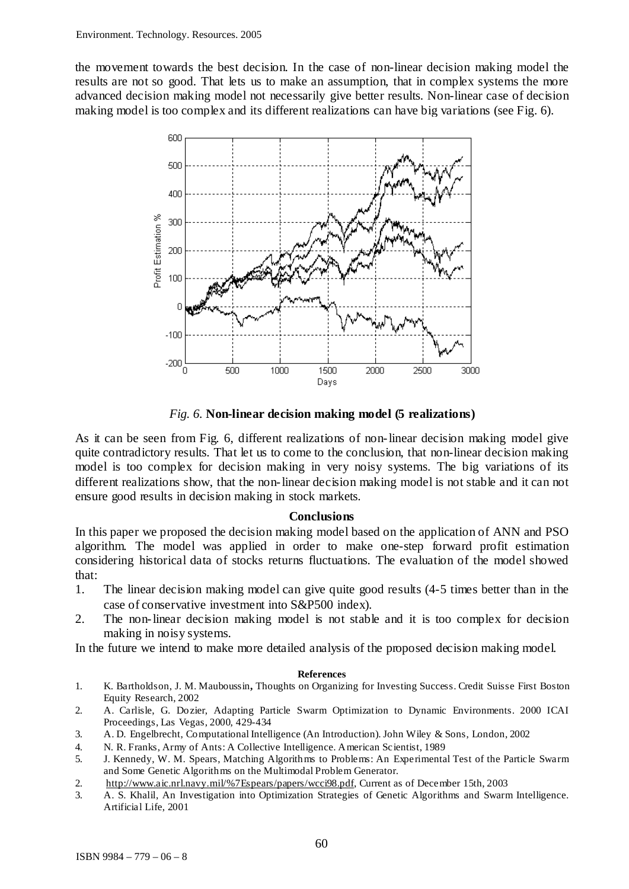the movement towards the best decision. In the case of non-linear decision making model the results are not so good. That lets us to make an assumption, that in complex systems the more advanced decision making model not necessarily give better results. Non-linear case of decision making model is too complex and its different realizations can have big variations (see Fig. 6).

*Fig. 6.* **Non-linear decision making model (5 realizations)**

As it can be seen from Fig. 6, different realizations of non-linear decision making model give quite contradictory results. That let us to come to the conclusion, that non-linear decision making model is too complex for decision making in very noisy systems. The big variations of its different realizations show, that the non-linear decision making model is not stable and it can not ensure good results in decision making in stock markets.

## Conclusions

In this paper we proposed the decision making model based on the application of ANN and PSO algorithm. The model was applied in order to make one-step forward profit estimation considering historical data of stocks returns fluctuations. The evaluation of the model showed that:

1. The linear decision making model can give quite good results (4-5 times better than in the case of conservative investment into S&P500 index).
2. The non-linear decision making model is not stable and it is too complex for decision making in noisy systems.

In the future we intend to make more detailed analysis of the proposed decision making model.

### References

1. K. Bartholdson, J. M. Mauboussin**,** Thoughts on Organizing for Investing Success. Credit Suisse First Boston Equity Research, 2002
2. A. Carlisle, G. Dozier, Adapting Particle Swarm Optimization to Dynamic Environments. 2000 ICAI Proceedings, Las Vegas, 2000, 429-434
3. A. D. Engelbrecht, Computational Intelligence (An Introduction). John Wiley & Sons, London, 2002
4. N. R. Franks, Army of Ants: A Collective Intelligence. American Scientist, 1989
5. J. Kennedy, W. M. Spears, Matching Algorithms to Problems: An Experimental Test of the Particle Swarm and Some Genetic Algorithms on the Multimodal Problem Generator.
2. http://www.aic.nrl.navy.mil/%7Espears/papers/wcci98.pdf, Current as of December 15th, 2003
3. A. S. Khalil, An Investigation into Optimization Strategies of Genetic Algorithms and Swarm Intelligence. Artificial Life, 2001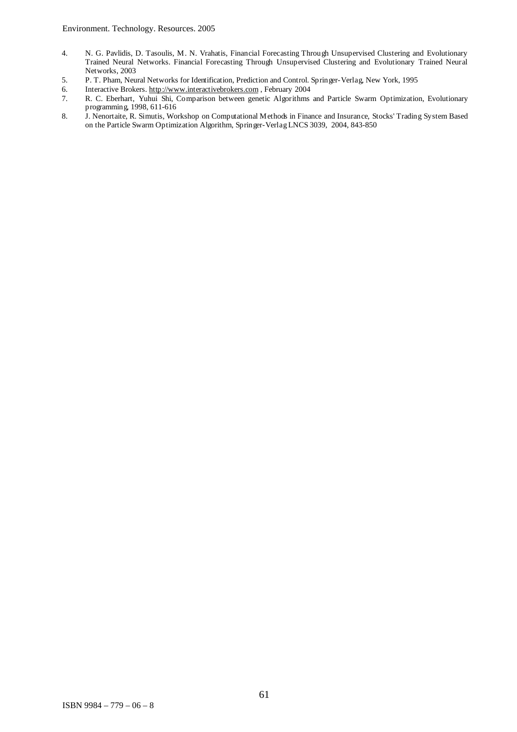4. N. G. Pavlidis, D. Tasoulis, M. N. Vrahatis, Financial Forecasting Through Unsupervised Clustering and Evolutionary Trained Neural Networks. Financial Forecasting Through Unsupervised Clustering and Evolutionary Trained Neural Networks, 2003
5. P. T. Pham, Neural Networks for Identification, Prediction and Control. Springer-Verlag, New York, 1995
6. Interactive Brokers. http://www.interactivebrokers.com , February 2004
7. R. C. Eberhart, Yuhui Shi, Comparison between genetic Algorithms and Particle Swarm Optimization, Evolutionary programming, 1998, 611-616
8. J. Nenortaite, R. Simutis, Workshop on Computational Methods in Finance and Insurance, Stocks' Trading System Based on the Particle Swarm Optimization Algorithm, Springer-Verlag LNCS 3039, 2004, 843-850

ISBN 9984 – 779 – 06 – 8